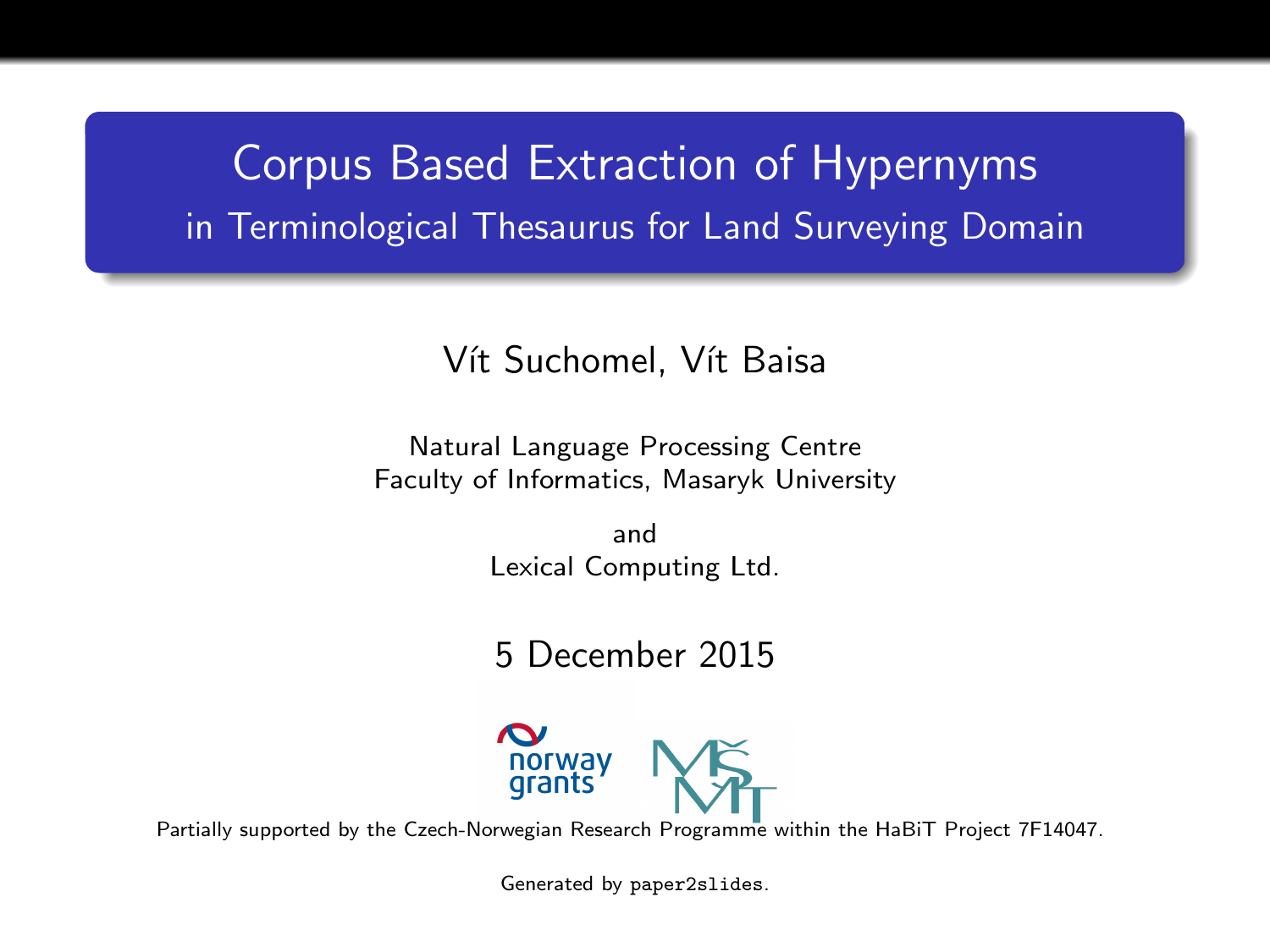# Corpus Based Extraction of Hypernyms

## in Terminological Thesaurus for Land Surveying Domain

Vít Suchomel, Vít Baisa

Natural Language Processing Centre
Faculty of Informatics, Masaryk University

and
Lexical Computing Ltd.

5 December 2015

Partially supported by the Czech-Norwegian Research Programme within the HaBiT Project 7F14047.

Generated by `paper2slides`.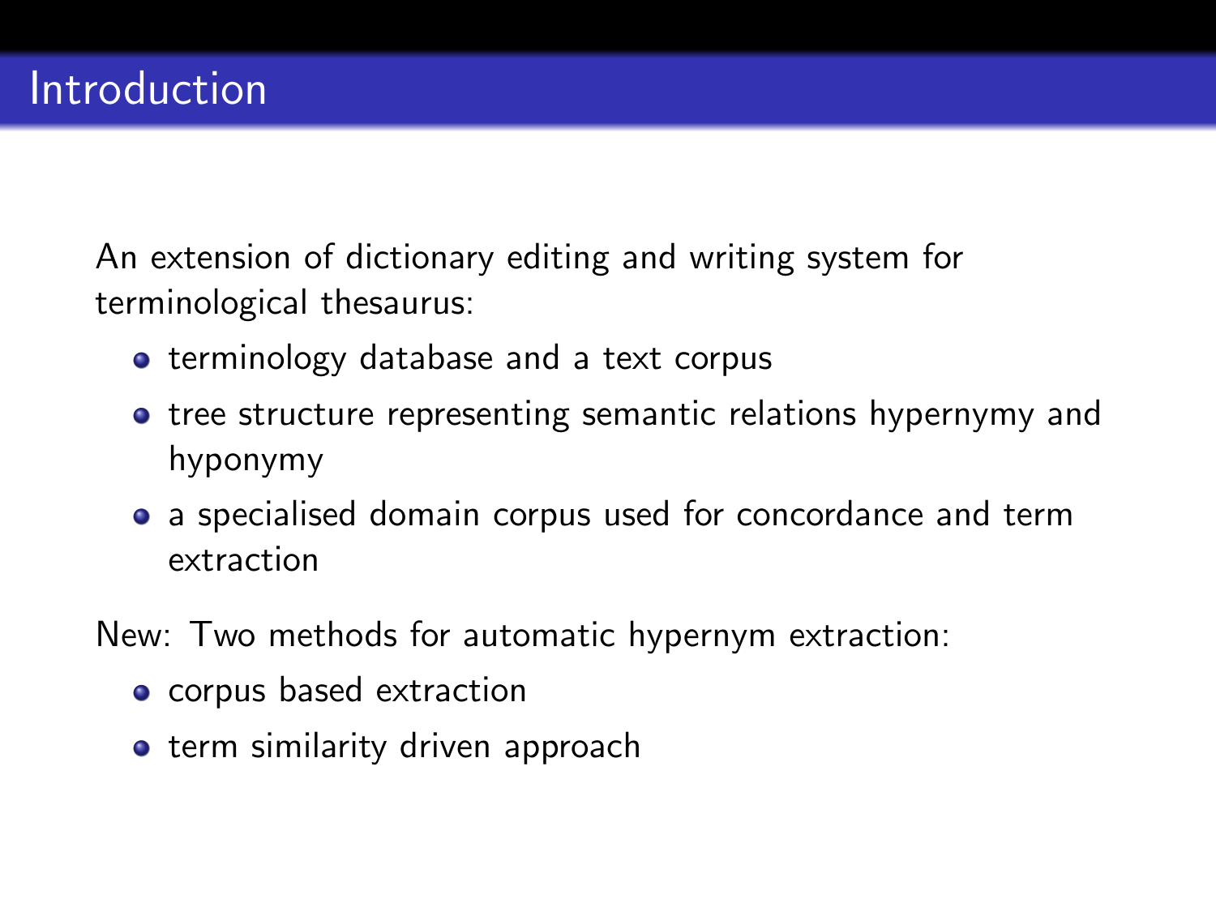# Introduction

An extension of dictionary editing and writing system for terminological thesaurus:

- terminology database and a text corpus
- tree structure representing semantic relations hypernymy and hyponymy
- a specialised domain corpus used for concordance and term extraction

New: Two methods for automatic hypernym extraction:

- corpus based extraction
- term similarity driven approach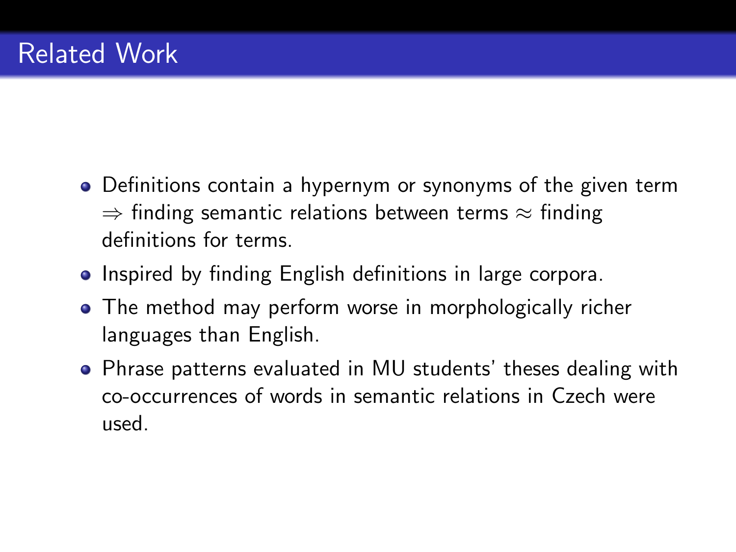# Related Work

- Definitions contain a hypernym or synonyms of the given term $\Rightarrow$ finding semantic relations between terms $\approx$ finding definitions for terms.
- Inspired by finding English definitions in large corpora.
- The method may perform worse in morphologically richer languages than English.
- Phrase patterns evaluated in MU students' theses dealing with co-occurrences of words in semantic relations in Czech were used.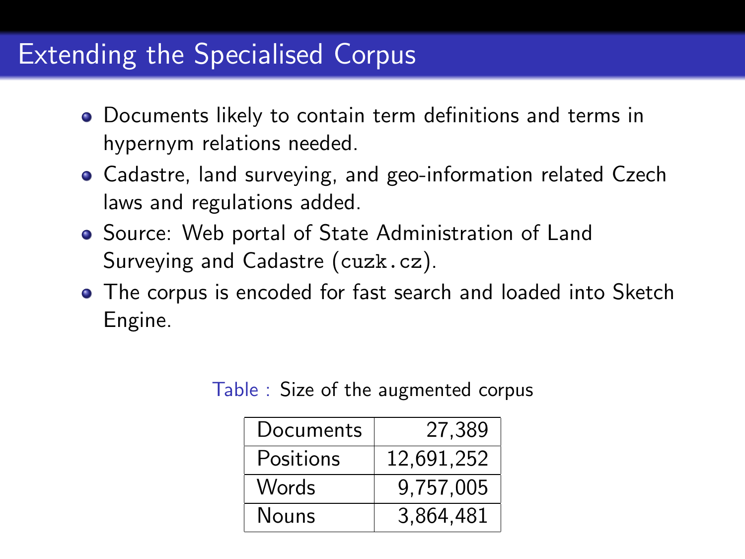# Extending the Specialised Corpus

- Documents likely to contain term definitions and terms in hypernym relations needed.
- Cadastre, land surveying, and geo-information related Czech laws and regulations added.
- Source: Web portal of State Administration of Land Surveying and Cadastre (`cuzk.cz`).
- The corpus is encoded for fast search and loaded into Sketch Engine.

Table : Size of the augmented corpus

| | |
|---|---:|
| Documents | 27,389 |
| Positions | 12,691,252 |
| Words | 9,757,005 |
| Nouns | 3,864,481 |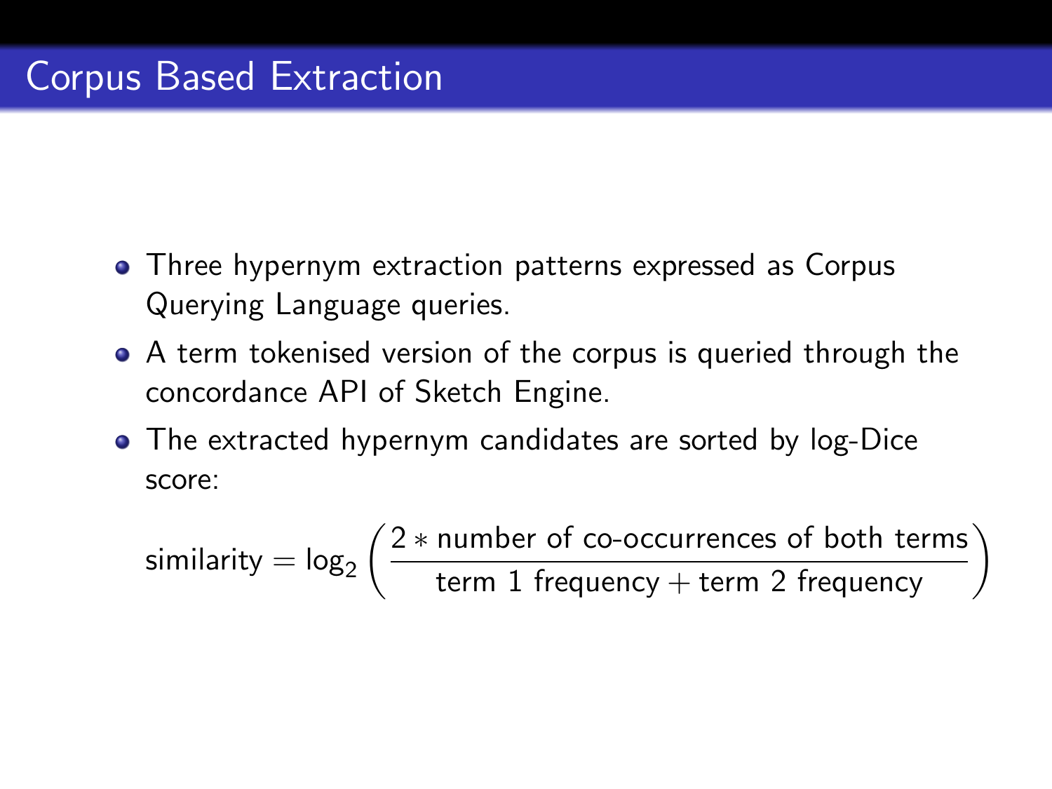# Corpus Based Extraction

- Three hypernym extraction patterns expressed as Corpus Querying Language queries.
- A term tokenised version of the corpus is queried through the concordance API of Sketch Engine.
- The extracted hypernym candidates are sorted by log-Dice score:

$$\text{similarity} = \log_2 \left( \frac{2 * \text{number of co-occurrences of both terms}}{\text{term 1 frequency} + \text{term 2 frequency}} \right)$$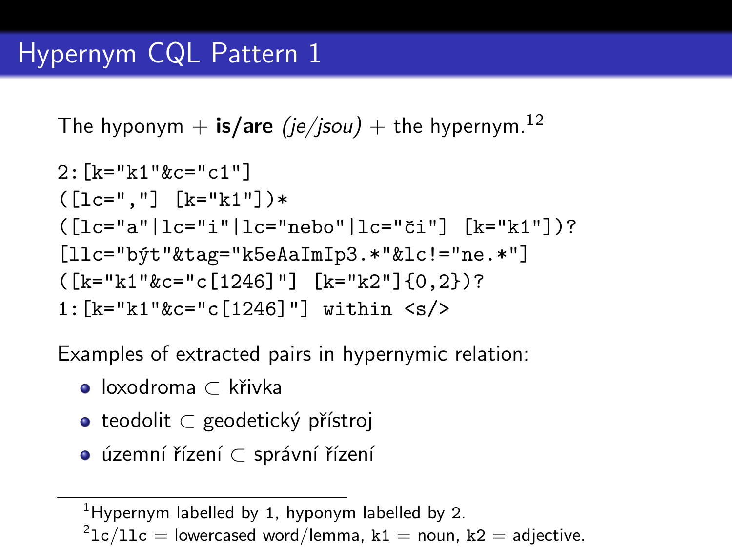# Hypernym CQL Pattern 1

The hyponym + **is/are** *(je/jsou)* + the hypernym.[1,2]

```
2:[k="k1"&c="c1"]
([lc=","] [k="k1"])*
([lc="a"|lc="i"|lc="nebo"|lc="či"] [k="k1"])?
[llc="být"&tag="k5eAaImIp3.*"&lc!="ne.*"]
([k="k1"&c="c[1246]"] [k="k2"]{0,2})?
1:[k="k1"&c="c[1246]"] within <s/>
```

Examples of extracted pairs in hypernymic relation:

- loxodroma ⊂ křivka
- teodolit ⊂ geodetický přístroj
- územní řízení ⊂ správní řízení

---

[1] Hypernym labelled by `1`, hyponym labelled by `2`.

[2] `lc`/`llc` = lowercased word/lemma, `k1` = noun, `k2` = adjective.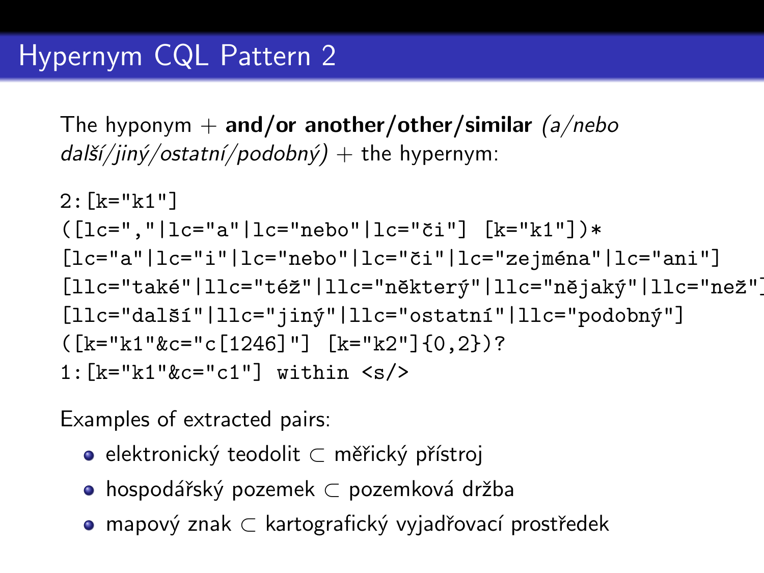# Hypernym CQL Pattern 2

The hyponym + **and/or another/other/similar** *(a/nebo další/jiný/ostatní/podobný)* + the hypernym:

```
2:[k="k1"]
([lc=","|lc="a"|lc="nebo"|lc="či"] [k="k1"])*
[lc="a"|lc="i"|lc="nebo"|lc="či"|lc="zejména"|lc="ani"]
[llc="také"|llc="též"|llc="některý"|llc="nějaký"|llc="než"]
[llc="další"|llc="jiný"|llc="ostatní"|llc="podobný"]
([k="k1"&c="c[1246]"] [k="k2"]{0,2})?
1:[k="k1"&c="c1"] within <s/>
```

Examples of extracted pairs:

- elektronický teodolit ⊂ měřický přístroj
- hospodářský pozemek ⊂ pozemková držba
- mapový znak ⊂ kartografický vyjadřovací prostředek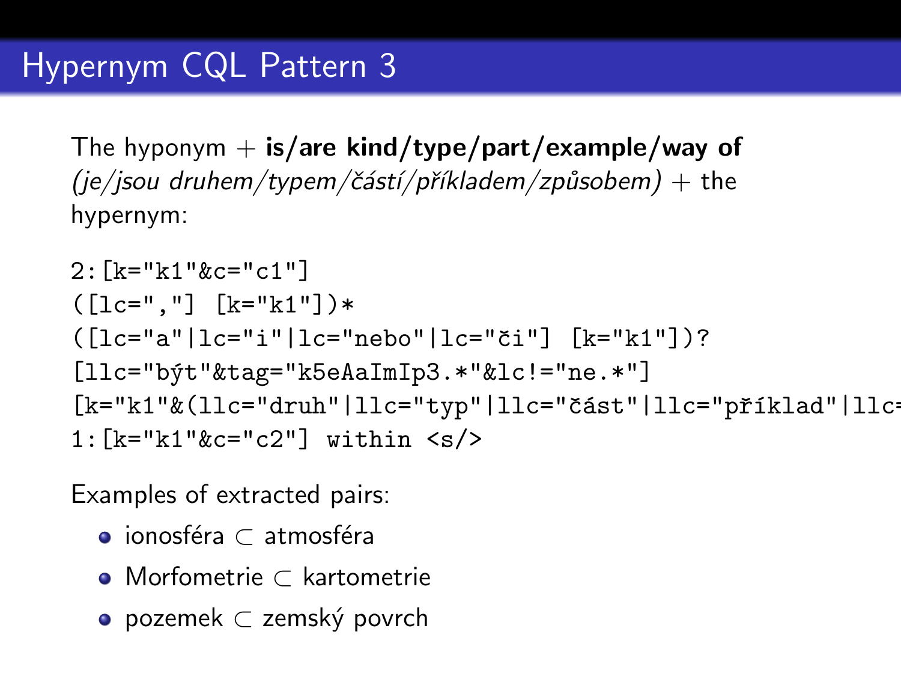# Hypernym CQL Pattern 3

The hyponym + **is/are kind/type/part/example/way of** *(je/jsou druhem/typem/částí/příkladem/způsobem)* + the hypernym:

```
2:[k="k1"&c="c1"]
([lc=","] [k="k1"])*
([lc="a"|lc="i"|lc="nebo"|lc="či"] [k="k1"])?
[llc="být"&tag="k5eAaImIp3.*"&lc!="ne.*"]
[k="k1"&(llc="druh"|llc="typ"|llc="část"|llc="příklad"|llc=
1:[k="k1"&c="c2"] within <s/>
```

Examples of extracted pairs:

- ionosféra ⊂ atmosféra
- Morfometrie ⊂ kartometrie
- pozemek ⊂ zemský povrch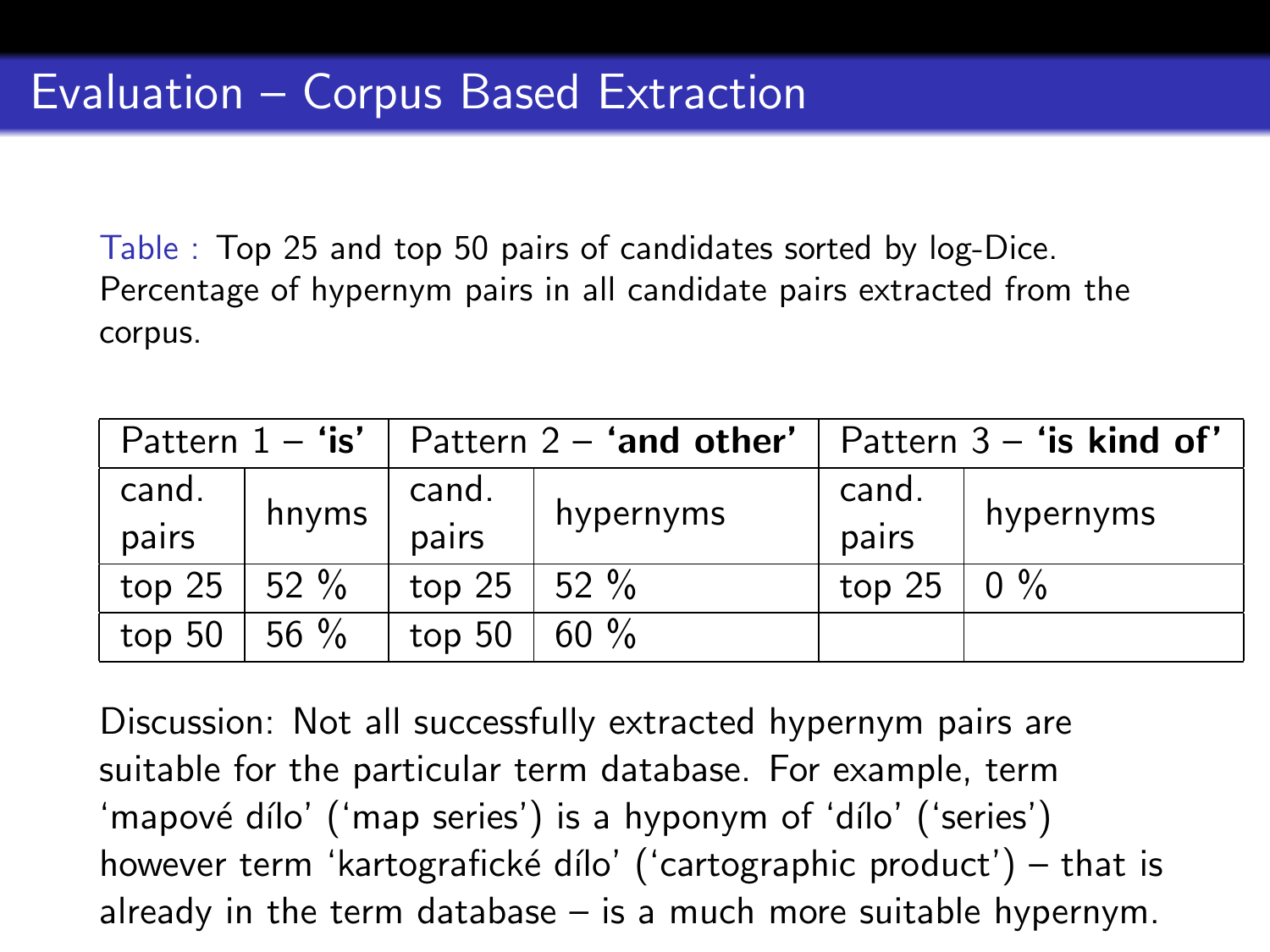# Evaluation – Corpus Based Extraction

Table : Top 25 and top 50 pairs of candidates sorted by log-Dice. Percentage of hypernym pairs in all candidate pairs extracted from the corpus.

| Pattern 1 – **'is'** | | Pattern 2 – **'and other'** | | Pattern 3 – **'is kind of'** | |
|---|---|---|---|---|---|
| cand. pairs | hnyms | cand. pairs | hypernyms | cand. pairs | hypernyms |
| top 25 | 52 % | top 25 | 52 % | top 25 | 0 % |
| top 50 | 56 % | top 50 | 60 % | | |

Discussion: Not all successfully extracted hypernym pairs are suitable for the particular term database. For example, term 'mapové dílo' ('map series') is a hyponym of 'dílo' ('series') however term 'kartografické dílo' ('cartographic product') – that is already in the term database – is a much more suitable hypernym.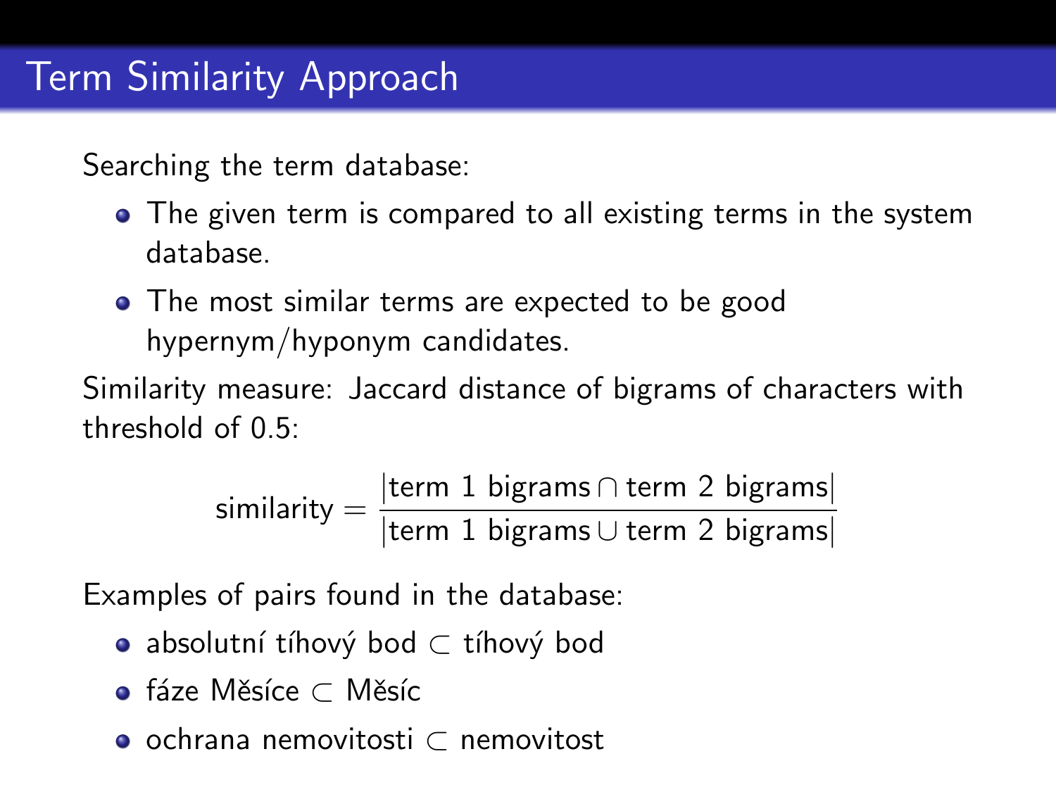# Term Similarity Approach

Searching the term database:

- The given term is compared to all existing terms in the system database.
- The most similar terms are expected to be good hypernym/hyponym candidates.

Similarity measure: Jaccard distance of bigrams of characters with threshold of 0.5:

$$\text{similarity} = \frac{|\text{term 1 bigrams} \cap \text{term 2 bigrams}|}{|\text{term 1 bigrams} \cup \text{term 2 bigrams}|}$$

Examples of pairs found in the database:

- absolutní tíhový bod $\subset$ tíhový bod
- fáze Měsíce $\subset$ Měsíc
- ochrana nemovitosti $\subset$ nemovitost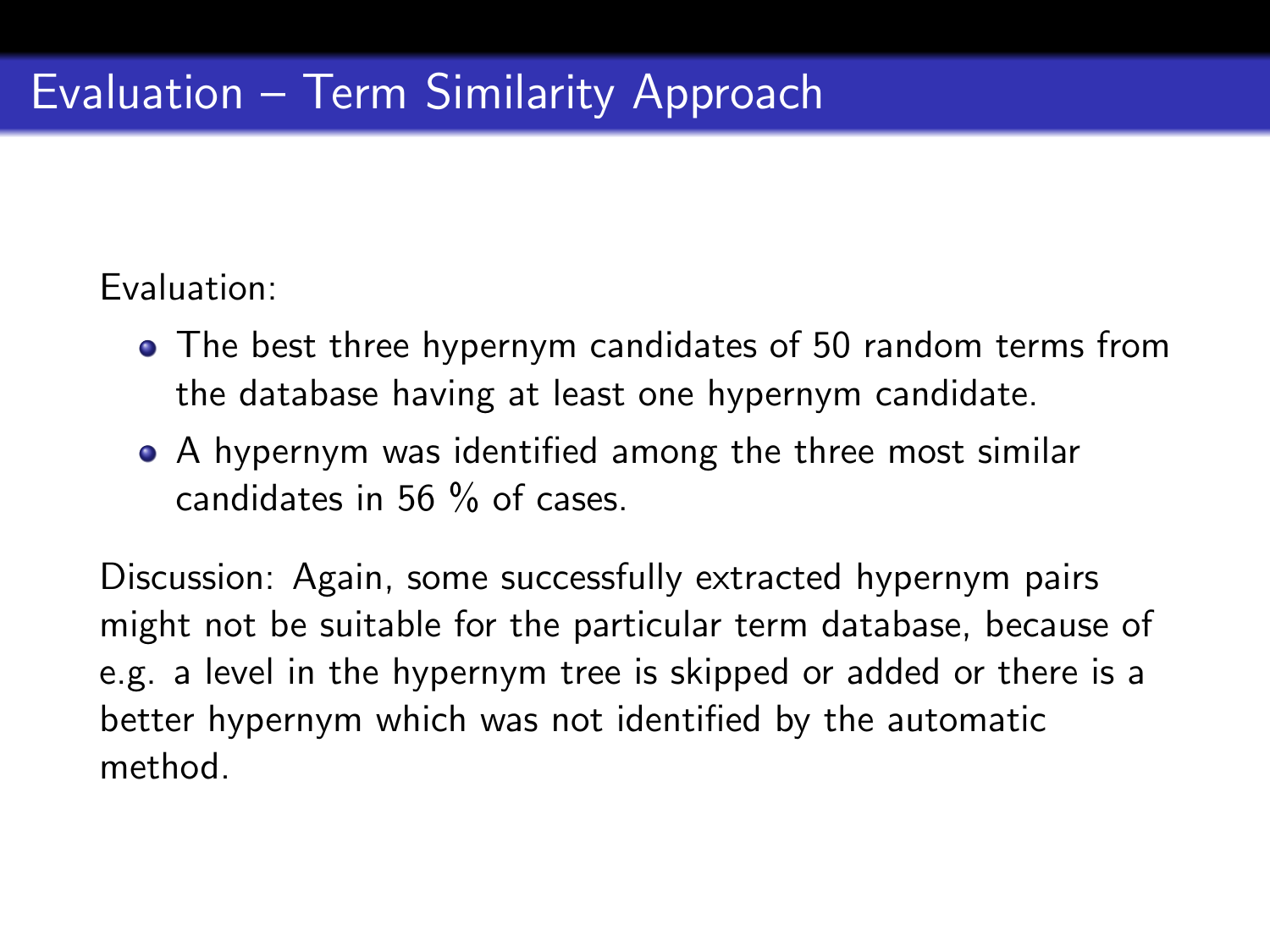# Evaluation – Term Similarity Approach

Evaluation:

- The best three hypernym candidates of 50 random terms from the database having at least one hypernym candidate.
- A hypernym was identified among the three most similar candidates in 56 % of cases.

Discussion: Again, some successfully extracted hypernym pairs might not be suitable for the particular term database, because of e.g. a level in the hypernym tree is skipped or added or there is a better hypernym which was not identified by the automatic method.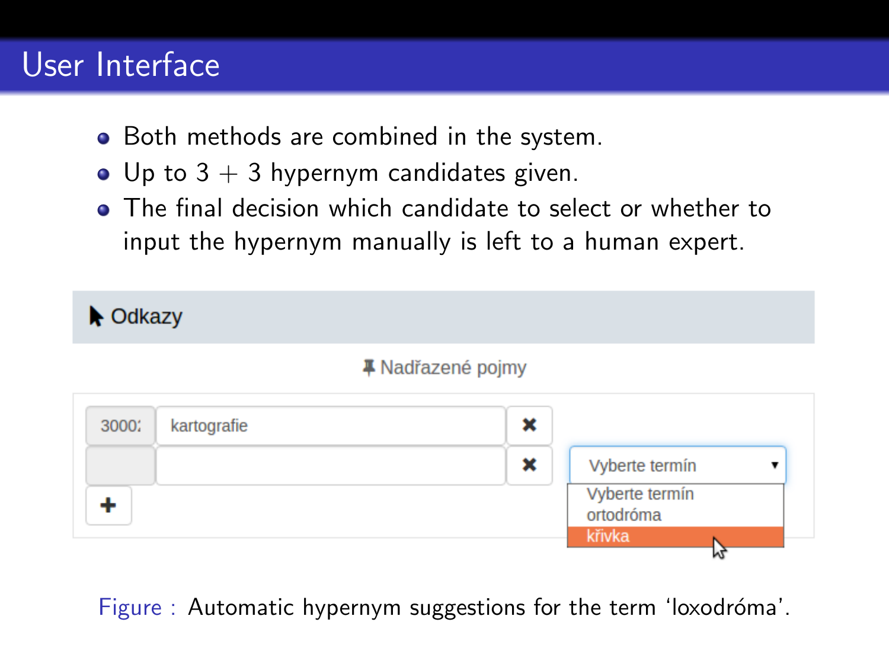# User Interface

- Both methods are combined in the system.
- Up to 3 + 3 hypernym candidates given.
- The final decision which candidate to select or whether to input the hypernym manually is left to a human expert.

Odkazy

Nadřazené pojmy

3000: kartografie

Vyberte termín

Vyberte termín
ortodróma
křivka

Figure : Automatic hypernym suggestions for the term 'loxodróma'.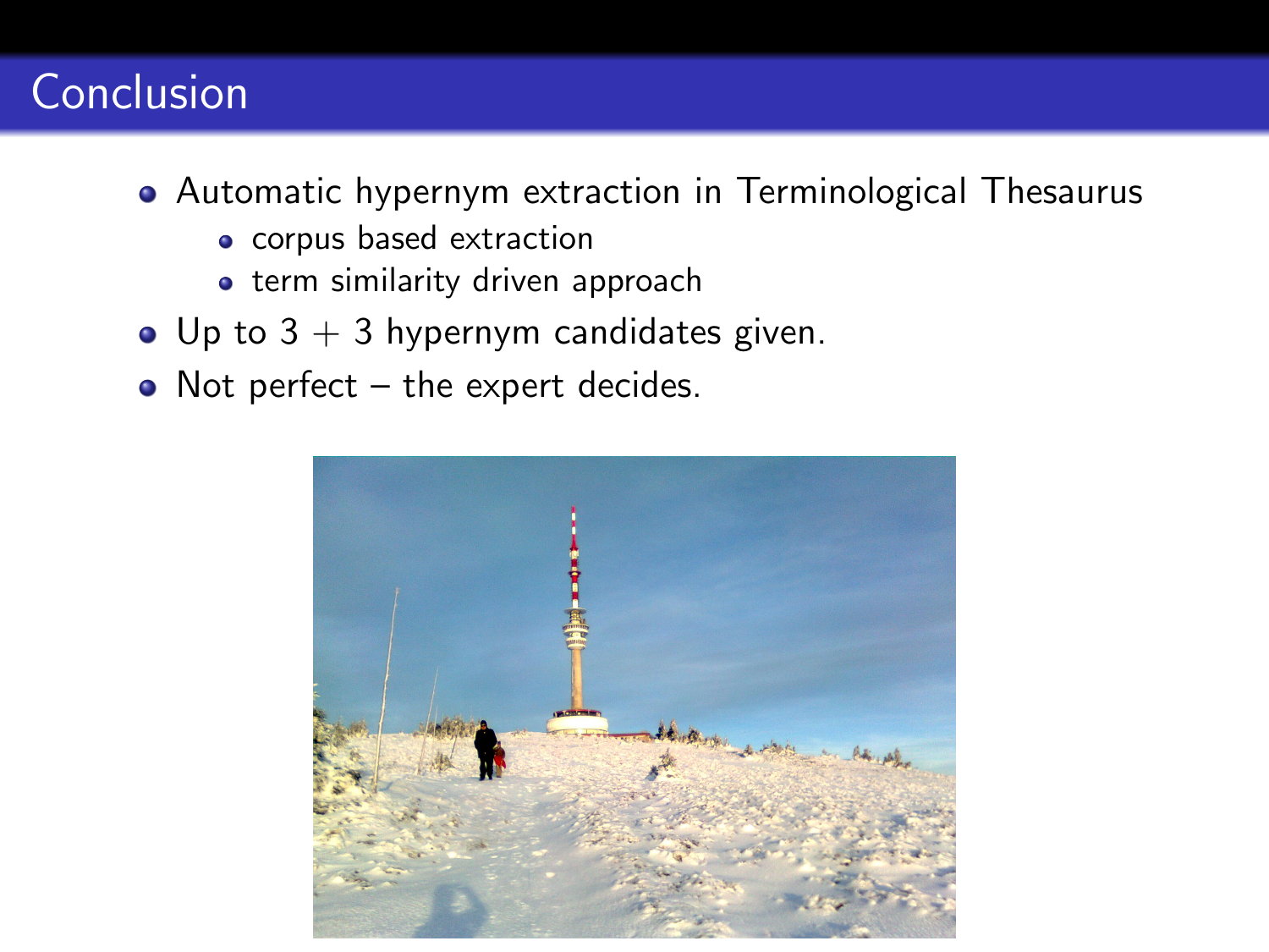# Conclusion

- Automatic hypernym extraction in Terminological Thesaurus
  - corpus based extraction
  - term similarity driven approach
- Up to 3 + 3 hypernym candidates given.
- Not perfect – the expert decides.